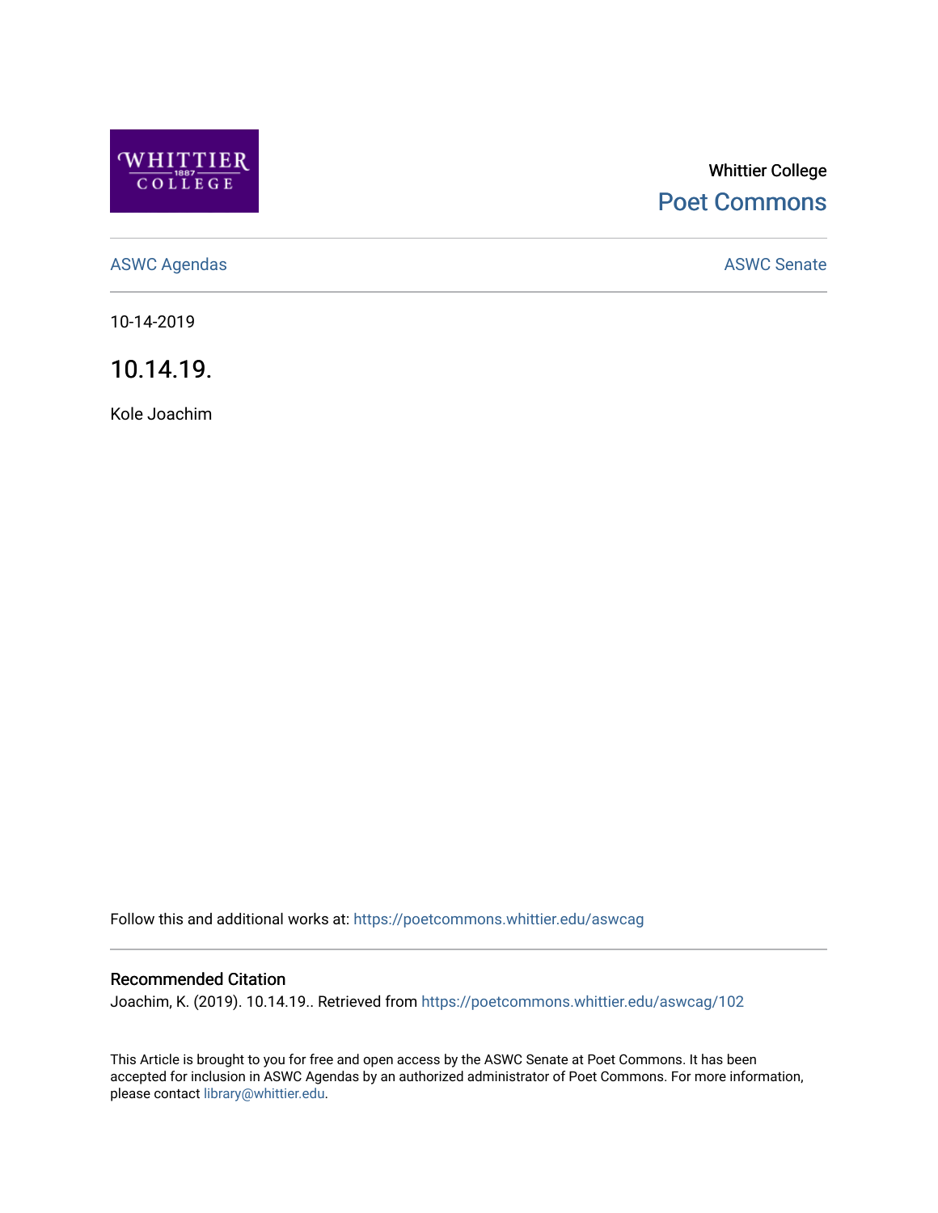Whittier College

Poet Commons

ASWC Agendas

ASWC Senate

10-14-2019

# 10.14.19.

Kole Joachim

Follow this and additional works at: https://poetcommons.whittier.edu/aswcag

## Recommended Citation

Joachim, K. (2019). 10.14.19.. Retrieved from https://poetcommons.whittier.edu/aswcag/102

This Article is brought to you for free and open access by the ASWC Senate at Poet Commons. It has been accepted for inclusion in ASWC Agendas by an authorized administrator of Poet Commons. For more information, please contact library@whittier.edu.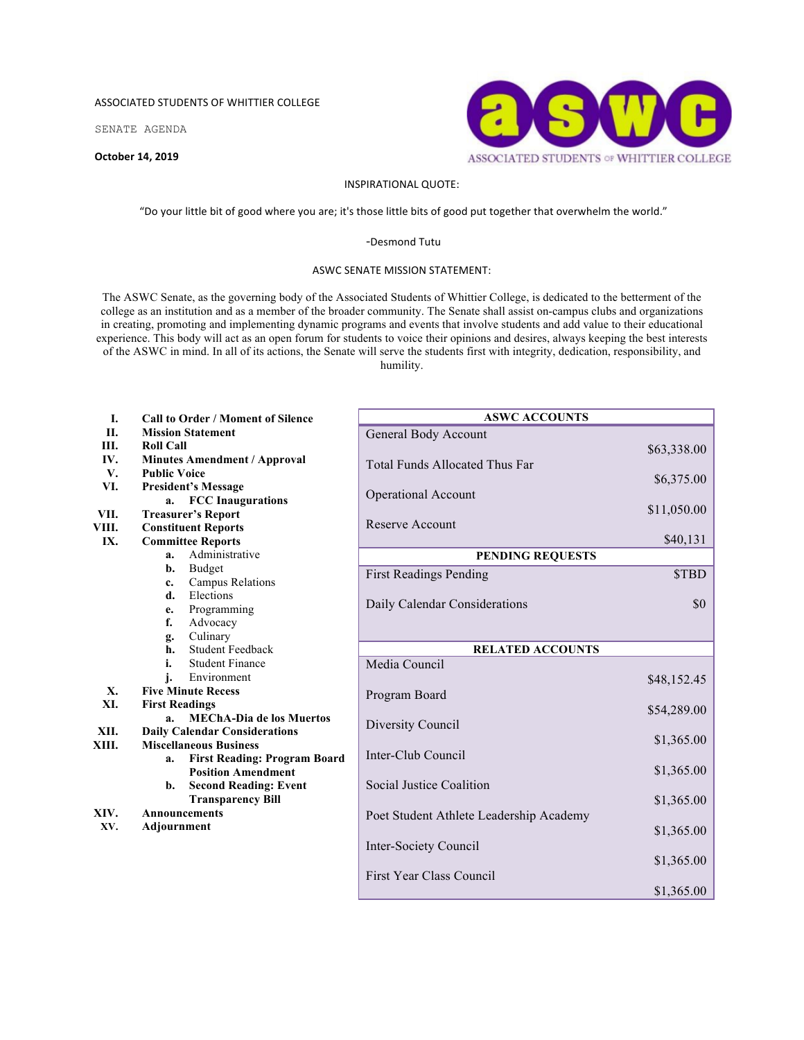ASSOCIATED STUDENTS OF WHITTIER COLLEGE

SENATE AGENDA

**October 14, 2019**

ASSOCIATED STUDENTS OF WHITTIER COLLEGE

INSPIRATIONAL QUOTE:

"Do your little bit of good where you are; it's those little bits of good put together that overwhelm the world."

-Desmond Tutu

ASWC SENATE MISSION STATEMENT:

The ASWC Senate, as the governing body of the Associated Students of Whittier College, is dedicated to the betterment of the college as an institution and as a member of the broader community. The Senate shall assist on-campus clubs and organizations in creating, promoting and implementing dynamic programs and events that involve students and add value to their educational experience. This body will act as an open forum for students to voice their opinions and desires, always keeping the best interests of the ASWC in mind. In all of its actions, the Senate will serve the students first with integrity, dedication, responsibility, and humility.

I. **Call to Order / Moment of Silence**
II. **Mission Statement**
III. **Roll Call**
IV. **Minutes Amendment / Approval**
V. **Public Voice**
VI. **President's Message**
   a. **FCC Inaugurations**
VII. **Treasurer's Report**
VIII. **Constituent Reports**
IX. **Committee Reports**
   a. Administrative
   b. Budget
   c. Campus Relations
   d. Elections
   e. Programming
   f. Advocacy
   g. Culinary
   h. Student Feedback
   i. Student Finance
   j. Environment
X. **Five Minute Recess**
XI. **First Readings**
   a. **MEChA-Dia de los Muertos**
XII. **Daily Calendar Considerations**
XIII. **Miscellaneous Business**
   a. **First Reading: Program Board Position Amendment**
   b. **Second Reading: Event Transparency Bill**
XIV. **Announcements**
XV. **Adjournment**

| **ASWC ACCOUNTS** | |
|---|---|
| General Body Account | $63,338.00 |
| Total Funds Allocated Thus Far | $6,375.00 |
| Operational Account | $11,050.00 |
| Reserve Account | $40,131 |
| **PENDING REQUESTS** | |
| First Readings Pending | $TBD |
| Daily Calendar Considerations | $0 |
| **RELATED ACCOUNTS** | |
| Media Council | $48,152.45 |
| Program Board | $54,289.00 |
| Diversity Council | $1,365.00 |
| Inter-Club Council | $1,365.00 |
| Social Justice Coalition | $1,365.00 |
| Poet Student Athlete Leadership Academy | $1,365.00 |
| Inter-Society Council | $1,365.00 |
| First Year Class Council | $1,365.00 |